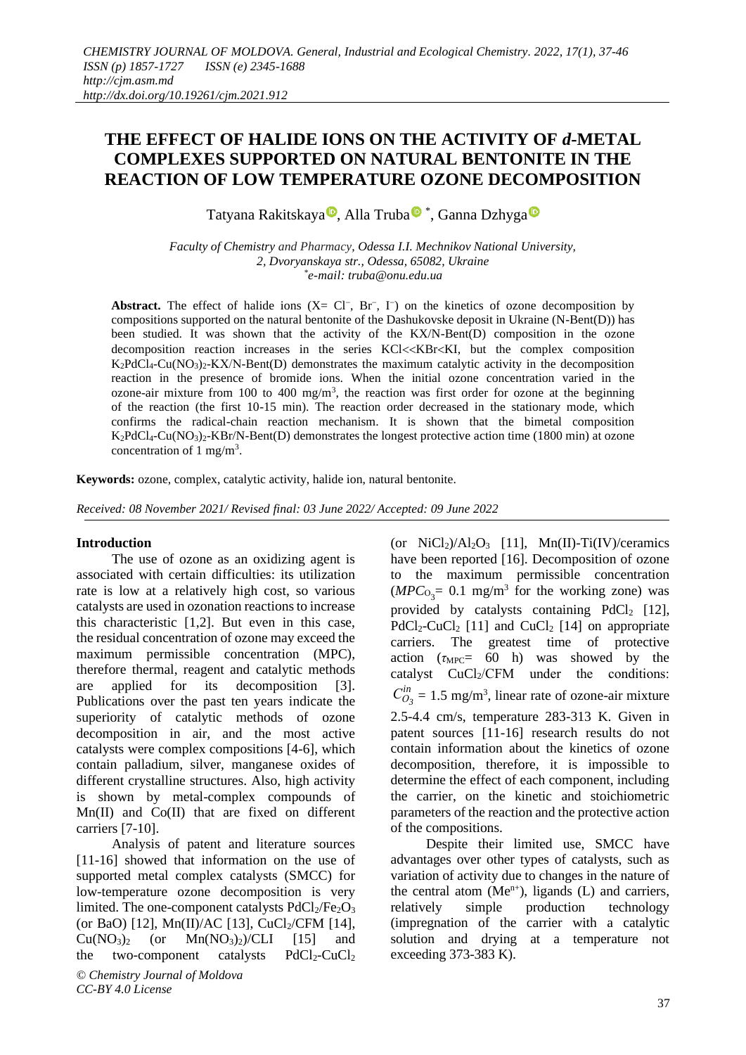# THE EFFECT OF HALIDE IONS ON THE ACTIVITY OF *d*-METAL COMPLEXES SUPPORTED ON NATURAL BENTONITE IN THE REACTION OF LOW TEMPERATURE OZONE DECOMPOSITION

Tatyana Rakitskaya, Alla Truba *, Ganna Dzhyga

*Faculty of Chemistry and Pharmacy, Odessa I.I. Mechnikov National University, 2, Dvoryanskaya str., Odessa, 65082, Ukraine*
*\*e-mail: truba@onu.edu.ua*

**Abstract.** The effect of halide ions (X= $Cl^-$, $Br^-$, $I^-$) on the kinetics of ozone decomposition by compositions supported on the natural bentonite of the Dashukovske deposit in Ukraine (N-Bent(D)) has been studied. It was shown that the activity of the KX/N-Bent(D) composition in the ozone decomposition reaction increases in the series KCl<<KBr<KI, but the complex composition $K_2PdCl_4$-$Cu(NO_3)_2$-KX/N-Bent(D) demonstrates the maximum catalytic activity in the decomposition reaction in the presence of bromide ions. When the initial ozone concentration varied in the ozone-air mixture from 100 to 400 mg/m$^3$, the reaction was first order for ozone at the beginning of the reaction (the first 10-15 min). The reaction order decreased in the stationary mode, which confirms the radical-chain reaction mechanism. It is shown that the bimetal composition $K_2PdCl_4$-$Cu(NO_3)_2$-KBr/N-Bent(D) demonstrates the longest protective action time (1800 min) at ozone concentration of 1 mg/m$^3$.

**Keywords:** ozone, complex, catalytic activity, halide ion, natural bentonite.

*Received: 08 November 2021/ Revised final: 03 June 2022/ Accepted: 09 June 2022*

## Introduction

The use of ozone as an oxidizing agent is associated with certain difficulties: its utilization rate is low at a relatively high cost, so various catalysts are used in ozonation reactions to increase this characteristic [1,2]. But even in this case, the residual concentration of ozone may exceed the maximum permissible concentration (MPC), therefore thermal, reagent and catalytic methods are applied for its decomposition [3]. Publications over the past ten years indicate the superiority of catalytic methods of ozone decomposition in air, and the most active catalysts were complex compositions [4-6], which contain palladium, silver, manganese oxides of different crystalline structures. Also, high activity is shown by metal-complex compounds of Mn(II) and Co(II) that are fixed on different carriers [7-10].

Analysis of patent and literature sources [11-16] showed that information on the use of supported metal complex catalysts (SMCC) for low-temperature ozone decomposition is very limited. The one-component catalysts $PdCl_2/Fe_2O_3$ (or BaO) [12], Mn(II)/AC [13], $CuCl_2$/CFM [14], $Cu(NO_3)_2$ (or $Mn(NO_3)_2$)/CLI [15] and the two-component catalysts $PdCl_2$-$CuCl_2$ (or $NiCl_2$)/$Al_2O_3$ [11], Mn(II)-Ti(IV)/ceramics have been reported [16]. Decomposition of ozone to the maximum permissible concentration ($MPC_{O_3}$= 0.1 mg/m$^3$ for the working zone) was provided by catalysts containing $PdCl_2$ [12], $PdCl_2$-$CuCl_2$ [11] and $CuCl_2$ [14] on appropriate carriers. The greatest time of protective action ($\tau_{MPC}$= 60 h) was showed by the catalyst $CuCl_2$/CFM under the conditions: $C^{in}_{O_3}$ = 1.5 mg/m$^3$, linear rate of ozone-air mixture 2.5-4.4 cm/s, temperature 283-313 K. Given in patent sources [11-16] research results do not contain information about the kinetics of ozone decomposition, therefore, it is impossible to determine the effect of each component, including the carrier, on the kinetic and stoichiometric parameters of the reaction and the protective action of the compositions.

Despite their limited use, SMCC have advantages over other types of catalysts, such as variation of activity due to changes in the nature of the central atom ($Me^{n+}$), ligands (L) and carriers, relatively simple production technology (impregnation of the carrier with a catalytic solution and drying at a temperature not exceeding 373-383 K).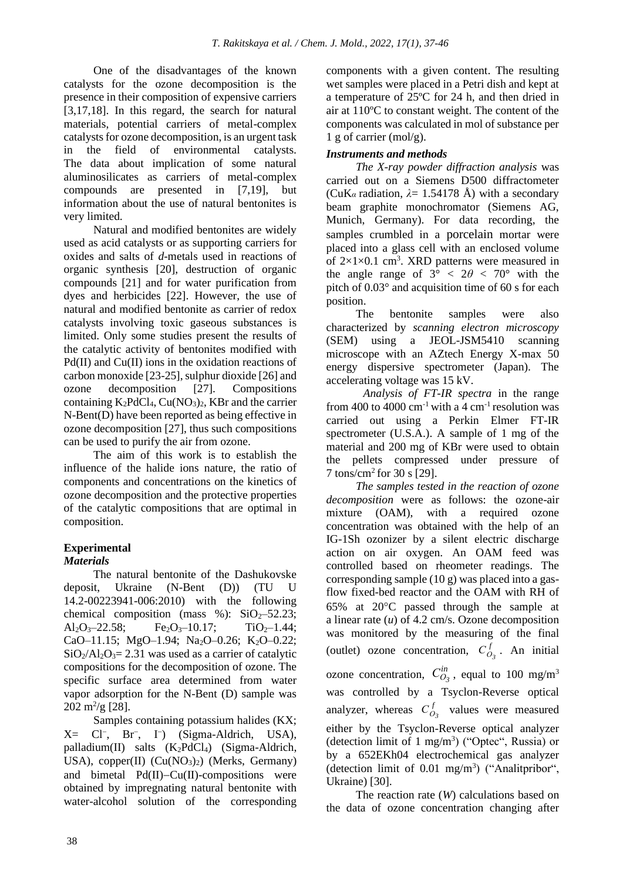One of the disadvantages of the known catalysts for the ozone decomposition is the presence in their composition of expensive carriers [3,17,18]. In this regard, the search for natural materials, potential carriers of metal-complex catalysts for ozone decomposition, is an urgent task in the field of environmental catalysts. The data about implication of some natural aluminosilicates as carriers of metal-complex compounds are presented in [7,19], but information about the use of natural bentonites is very limited.

Natural and modified bentonites are widely used as acid catalysts or as supporting carriers for oxides and salts of *d*-metals used in reactions of organic synthesis [20], destruction of organic compounds [21] and for water purification from dyes and herbicides [22]. However, the use of natural and modified bentonite as carrier of redox catalysts involving toxic gaseous substances is limited. Only some studies present the results of the catalytic activity of bentonites modified with Pd(II) and Cu(II) ions in the oxidation reactions of carbon monoxide [23-25], sulphur dioxide [26] and ozone decomposition [27]. Compositions containing $K_2PdCl_4$, $Cu(NO_3)_2$, KBr and the carrier N-Bent(D) have been reported as being effective in ozone decomposition [27], thus such compositions can be used to purify the air from ozone.

The aim of this work is to establish the influence of the halide ions nature, the ratio of components and concentrations on the kinetics of ozone decomposition and the protective properties of the catalytic compositions that are optimal in composition.

## Experimental

### *Materials*

The natural bentonite of the Dashukovske deposit, Ukraine (N-Bent (D)) (TU U 14.2-00223941-006:2010) with the following chemical composition (mass %): $SiO_2$–52.23; $Al_2O_3$–22.58; $Fe_2O_3$–10.17; $TiO_2$–1.44; CaO–11.15; MgO–1.94; $Na_2O$–0.26; $K_2O$–0.22; $SiO_2/Al_2O_3$= 2.31 was used as a carrier of catalytic compositions for the decomposition of ozone. The specific surface area determined from water vapor adsorption for the N-Bent (D) sample was 202 $m^2$/g [28].

Samples containing potassium halides (KX; X= $Cl^-$, $Br^-$, $I^-$) (Sigma-Aldrich, USA), palladium(II) salts ($K_2PdCl_4$) (Sigma-Aldrich, USA), copper(II) ($Cu(NO_3)_2$) (Merks, Germany) and bimetal Pd(II)–Cu(II)-compositions were obtained by impregnating natural bentonite with water-alcohol solution of the corresponding components with a given content. The resulting wet samples were placed in a Petri dish and kept at a temperature of 25ºC for 24 h, and then dried in air at 110ºC to constant weight. The content of the components was calculated in mol of substance per 1 g of carrier (mol/g).

### *Instruments and methods*

*The X-ray powder diffraction analysis* was carried out on a Siemens D500 diffractometer (Cu$K_\alpha$ radiation, $\lambda$= 1.54178 Å) with a secondary beam graphite monochromator (Siemens AG, Munich, Germany). For data recording, the samples crumbled in a porcelain mortar were placed into a glass cell with an enclosed volume of 2×1×0.1 $cm^3$. XRD patterns were measured in the angle range of $3° < 2\theta < 70°$ with the pitch of 0.03° and acquisition time of 60 s for each position.

The bentonite samples were also characterized by *scanning electron microscopy* (SEM) using a JEOL-JSM5410 scanning microscope with an AZtech Energy X-max 50 energy dispersive spectrometer (Japan). The accelerating voltage was 15 kV.

*Analysis of FT-IR spectra* in the range from 400 to 4000 $cm^{-1}$ with a 4 $cm^{-1}$ resolution was carried out using a Perkin Elmer FT-IR spectrometer (U.S.A.). A sample of 1 mg of the material and 200 mg of KBr were used to obtain the pellets compressed under pressure of 7 tons/$cm^2$ for 30 s [29].

*The samples tested in the reaction of ozone decomposition* were as follows: the ozone-air mixture (OAM), with a required ozone concentration was obtained with the help of an IG-1Sh ozonizer by a silent electric discharge action on air oxygen. An OAM feed was controlled based on rheometer readings. The corresponding sample (10 g) was placed into a gas-flow fixed-bed reactor and the OAM with RH of 65% at 20°C passed through the sample at a linear rate ($u$) of 4.2 cm/s. Ozone decomposition was monitored by the measuring of the final (outlet) ozone concentration, $C^{f}_{O_3}$. An initial ozone concentration, $C^{in}_{O_3}$, equal to 100 mg/$m^3$ was controlled by a Tsyclon-Reverse optical analyzer, whereas $C^{f}_{O_3}$ values were measured either by the Tsyclon-Reverse optical analyzer (detection limit of 1 mg/$m^3$) ("Optec", Russia) or by a 652EKh04 electrochemical gas analyzer (detection limit of 0.01 mg/$m^3$) ("Analitpribor", Ukraine) [30].

The reaction rate ($W$) calculations based on the data of ozone concentration changing after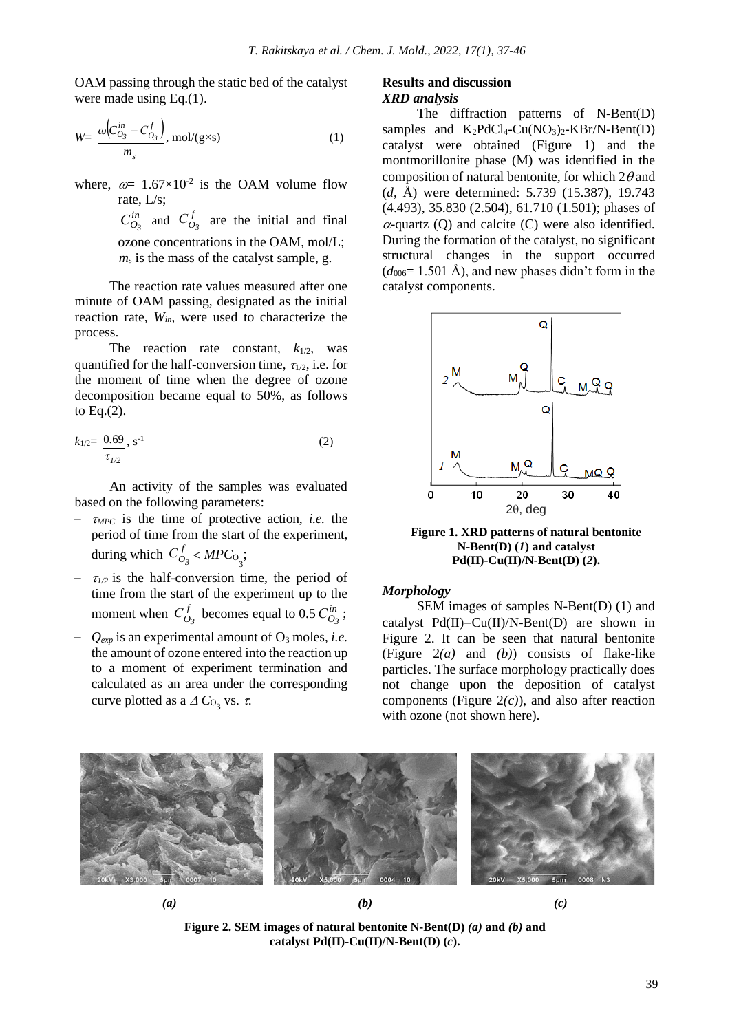OAM passing through the static bed of the catalyst were made using Eq.(1).

$$W= \frac{\omega\left(C_{O_3}^{in} - C_{O_3}^{f}\right)}{m_s}, \text{ mol/(g×s)} \quad (1)$$

where, $\omega = 1.67\times10^{-2}$ is the OAM volume flow rate, L/s;

$C_{O_3}^{in}$ and $C_{O_3}^{f}$ are the initial and final ozone concentrations in the OAM, mol/L;

$m_s$ is the mass of the catalyst sample, g.

The reaction rate values measured after one minute of OAM passing, designated as the initial reaction rate, $W_{in}$, were used to characterize the process.

The reaction rate constant, $k_{1/2}$, was quantified for the half-conversion time, $\tau_{1/2}$, i.e. for the moment of time when the degree of ozone decomposition became equal to 50%, as follows to Eq.(2).

$$k_{1/2}= \frac{0.69}{\tau_{1/2}}, \text{ s}^{-1} \quad (2)$$

An activity of the samples was evaluated based on the following parameters:

- $\tau_{MPC}$ is the time of protective action, *i.e.* the period of time from the start of the experiment, during which $C_{O_3}^{f} < MPC_{O_3}$;
- $\tau_{1/2}$ is the half-conversion time, the period of time from the start of the experiment up to the moment when $C_{O_3}^{f}$ becomes equal to $0.5\,C_{O_3}^{in}$;
- $Q_{exp}$ is an experimental amount of $O_3$ moles, *i.e.* the amount of ozone entered into the reaction up to a moment of experiment termination and calculated as an area under the corresponding curve plotted as a $\Delta C_{O_3}$ vs. $\tau$.

## Results and discussion

### *XRD analysis*

The diffraction patterns of N-Bent(D) samples and $K_2PdCl_4$-$Cu(NO_3)_2$-KBr/N-Bent(D) catalyst were obtained (Figure 1) and the montmorillonite phase (M) was identified in the composition of natural bentonite, for which $2\theta$ and ($d$, Å) were determined: 5.739 (15.387), 19.743 (4.493), 35.830 (2.504), 61.710 (1.501); phases of $\alpha$-quartz (Q) and calcite (C) were also identified. During the formation of the catalyst, no significant structural changes in the support occurred ($d_{006}$= 1.501 Å), and new phases didn't form in the catalyst components.

**Figure 1. XRD patterns of natural bentonite N-Bent(D) (*1*) and catalyst Pd(II)-Cu(II)/N-Bent(D) (*2*).**

### *Morphology*

SEM images of samples N-Bent(D) (1) and catalyst Pd(II)–Cu(II)/N-Bent(D) are shown in Figure 2. It can be seen that natural bentonite (Figure 2*(a)* and *(b)*) consists of flake-like particles. The surface morphology practically does not change upon the deposition of catalyst components (Figure 2*(c)*), and also after reaction with ozone (not shown here).

*(a)* *(b)* *(c)*

**Figure 2. SEM images of natural bentonite N-Bent(D) *(a)* and *(b)* and catalyst Pd(II)-Cu(II)/N-Bent(D) (*c*).**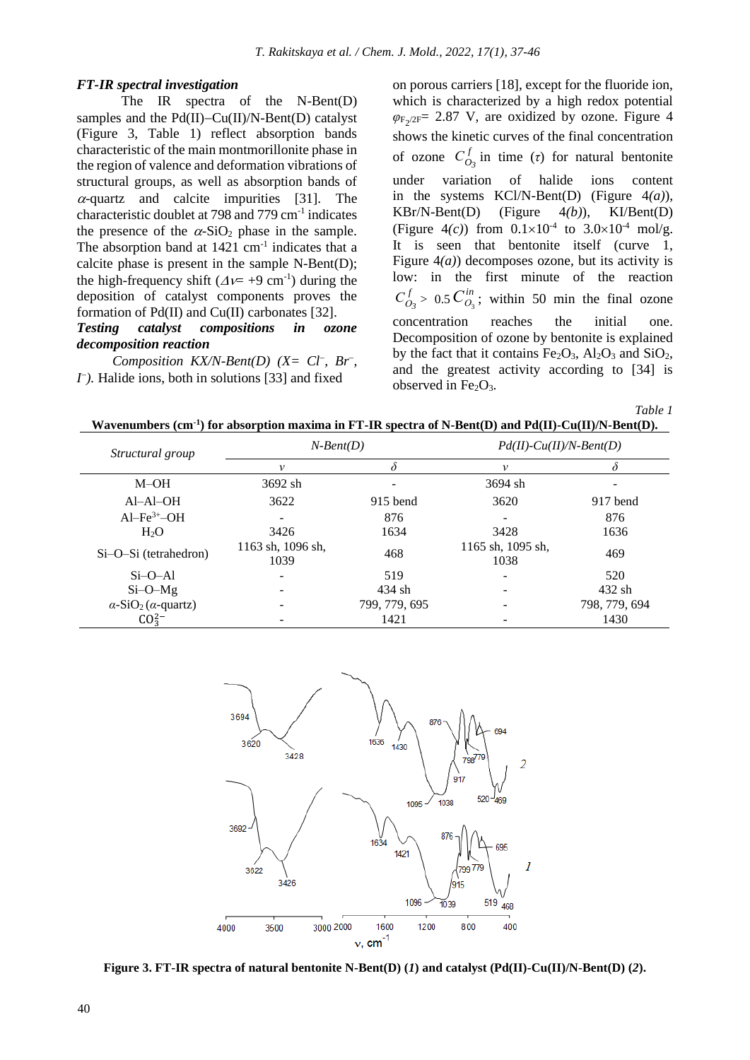### *FT-IR spectral investigation*

The IR spectra of the N-Bent(D) samples and the Pd(II)–Cu(II)/N-Bent(D) catalyst (Figure 3, Table 1) reflect absorption bands characteristic of the main montmorillonite phase in the region of valence and deformation vibrations of structural groups, as well as absorption bands of $\alpha$-quartz and calcite impurities [31]. The characteristic doublet at 798 and 779 $cm^{-1}$ indicates the presence of the $\alpha$-$SiO_2$ phase in the sample. The absorption band at 1421 $cm^{-1}$ indicates that a calcite phase is present in the sample N-Bent(D); the high-frequency shift ($\Delta\nu$ = +9 $cm^{-1}$) during the deposition of catalyst components proves the formation of Pd(II) and Cu(II) carbonates [32].

### *Testing catalyst compositions in ozone decomposition reaction*

*Composition KX/N-Bent(D) (X= $Cl^-$, $Br^-$, $I^-$).* Halide ions, both in solutions [33] and fixed on porous carriers [18], except for the fluoride ion, which is characterized by a high redox potential $\varphi_{F_2/2F^-}$= 2.87 V, are oxidized by ozone. Figure 4 shows the kinetic curves of the final concentration of ozone $C^f_{O_3}$ in time ($\tau$) for natural bentonite under variation of halide ions content in the systems KCl/N-Bent(D) (Figure 4*(a)*), KBr/N-Bent(D) (Figure 4*(b)*), KI/Bent(D) (Figure 4*(c)*) from $0.1\times10^{-4}$ to $3.0\times10^{-4}$ mol/g. It is seen that bentonite itself (curve 1, Figure 4*(a)*) decomposes ozone, but its activity is low: in the first minute of the reaction $C^f_{O_3} > 0.5\,C^{in}_{O_3}$; within 50 min the final ozone concentration reaches the initial one. Decomposition of ozone by bentonite is explained by the fact that it contains $Fe_2O_3$, $Al_2O_3$ and $SiO_2$, and the greatest activity according to [34] is observed in $Fe_2O_3$.

*Table 1*

**Wavenumbers ($cm^{-1}$) for absorption maxima in FT-IR spectra of N-Bent(D) and Pd(II)-Cu(II)/N-Bent(D).**

| *Structural group* | *N-Bent(D)* | | *Pd(II)-Cu(II)/N-Bent(D)* | |
|---|---|---|---|---|
| | $\nu$ | $\delta$ | $\nu$ | $\delta$ |
| M–OH | 3692 sh | - | 3694 sh | - |
| Al–Al–OH | 3622 | 915 bend | 3620 | 917 bend |
| Al–$Fe^{3+}$–OH | - | 876 | - | 876 |
| $H_2O$ | 3426 | 1634 | 3428 | 1636 |
| Si–O–Si (tetrahedron) | 1163 sh, 1096 sh, 1039 | 468 | 1165 sh, 1095 sh, 1038 | 469 |
| Si–O–Al | - | 519 | - | 520 |
| Si–O–Mg | - | 434 sh | - | 432 sh |
| $\alpha$-$SiO_2$ ($\alpha$-quartz) | - | 799, 779, 695 | - | 798, 779, 694 |
| $CO_3^{2-}$ | - | 1421 | - | 1430 |

**Figure 3. FT-IR spectra of natural bentonite N-Bent(D) (*1*) and catalyst (Pd(II)-Cu(II)/N-Bent(D) (*2*).**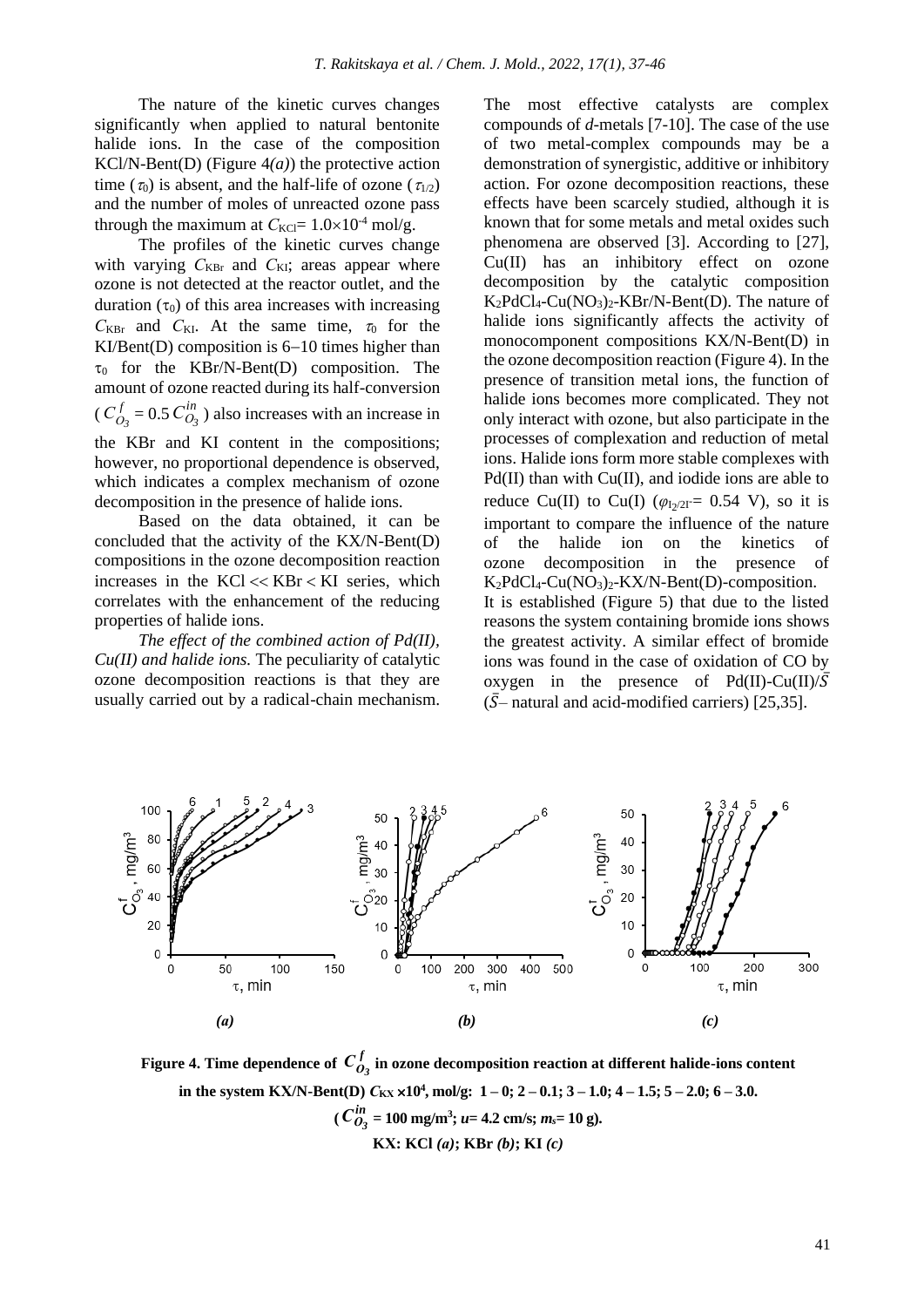The nature of the kinetic curves changes significantly when applied to natural bentonite halide ions. In the case of the composition KCl/N-Bent(D) (Figure 4*(a)*) the protective action time ($\tau_0$) is absent, and the half-life of ozone ($\tau_{1/2}$) and the number of moles of unreacted ozone pass through the maximum at $C_{KCl} = 1.0\times10^{-4}$ mol/g.

The profiles of the kinetic curves change with varying $C_{KBr}$ and $C_{KI}$; areas appear where ozone is not detected at the reactor outlet, and the duration ($\tau_0$) of this area increases with increasing $C_{KBr}$ and $C_{KI}$. At the same time, $\tau_0$ for the KI/Bent(D) composition is 6−10 times higher than $\tau_0$ for the KBr/N-Bent(D) composition. The amount of ozone reacted during its half-conversion ($C^f_{O_3} = 0.5\,C^{in}_{O_3}$) also increases with an increase in the KBr and KI content in the compositions; however, no proportional dependence is observed, which indicates a complex mechanism of ozone decomposition in the presence of halide ions.

Based on the data obtained, it can be concluded that the activity of the KX/N-Bent(D) compositions in the ozone decomposition reaction increases in the KCl << KBr < KI series, which correlates with the enhancement of the reducing properties of halide ions.

*The effect of the combined action of Pd(II), Cu(II) and halide ions.* The peculiarity of catalytic ozone decomposition reactions is that they are usually carried out by a radical-chain mechanism. The most effective catalysts are complex compounds of *d*-metals [7-10]. The case of the use of two metal-complex compounds may be a demonstration of synergistic, additive or inhibitory action. For ozone decomposition reactions, these effects have been scarcely studied, although it is known that for some metals and metal oxides such phenomena are observed [3]. According to [27], Cu(II) has an inhibitory effect on ozone decomposition by the catalytic composition $K_2PdCl_4$-$Cu(NO_3)_2$-KBr/N-Bent(D). The nature of halide ions significantly affects the activity of monocomponent compositions KX/N-Bent(D) in the ozone decomposition reaction (Figure 4). In the presence of transition metal ions, the function of halide ions becomes more complicated. They not only interact with ozone, but also participate in the processes of complexation and reduction of metal ions. Halide ions form more stable complexes with Pd(II) than with Cu(II), and iodide ions are able to reduce Cu(II) to Cu(I) ($\varphi_{I_2/2I^-} = 0.54$ V), so it is important to compare the influence of the nature of the halide ion on the kinetics of ozone decomposition in the presence of $K_2PdCl_4$-$Cu(NO_3)_2$-KX/N-Bent(D)-composition.

It is established (Figure 5) that due to the listed reasons the system containing bromide ions shows the greatest activity. A similar effect of bromide ions was found in the case of oxidation of CO by oxygen in the presence of Pd(II)-Cu(II)/$\bar{S}$ ($\bar{S}$– natural and acid-modified carriers) [25,35].

**Figure 4. Time dependence of $C^f_{O_3}$ in ozone decomposition reaction at different halide-ions content in the system KX/N-Bent(D) $C_{KX}\times10^4$, mol/g: 1 – 0; 2 – 0.1; 3 – 1.0; 4 – 1.5; 5 – 2.0; 6 – 3.0. ($C^{in}_{O_3}$ = 100 mg/m³; $u$= 4.2 cm/s; $m_s$= 10 g). KX: KCl *(a)*; KBr *(b)*; KI *(c)***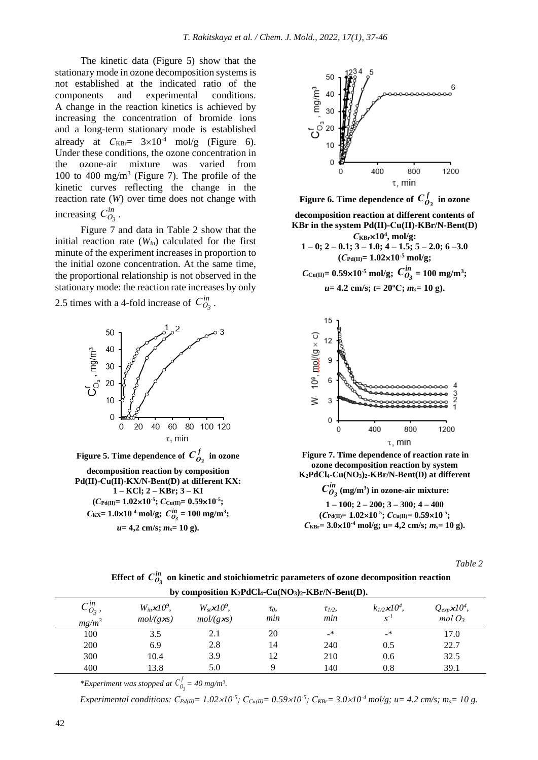The kinetic data (Figure 5) show that the stationary mode in ozone decomposition systems is not established at the indicated ratio of the components and experimental conditions. A change in the reaction kinetics is achieved by increasing the concentration of bromide ions and a long-term stationary mode is established already at $C_{KBr}$= 3×10$^{-4}$ mol/g (Figure 6). Under these conditions, the ozone concentration in the ozone-air mixture was varied from 100 to 400 mg/m$^3$ (Figure 7). The profile of the kinetic curves reflecting the change in the reaction rate ($W$) over time does not change with increasing $C^{in}_{O_3}$.

Figure 7 and data in Table 2 show that the initial reaction rate ($W_{in}$) calculated for the first minute of the experiment increases in proportion to the initial ozone concentration. At the same time, the proportional relationship is not observed in the stationary mode: the reaction rate increases by only 2.5 times with a 4-fold increase of $C^{in}_{O_3}$.

**Figure 5. Time dependence of $C^{f}_{O_3}$ in ozone decomposition reaction by composition Pd(II)-Cu(II)-KX/N-Bent(D) at different KX: 1 – KCl; 2 – KBr; 3 – KI ($C_{Pd(II)}$= 1.02×10$^{-5}$; $C_{Cu(II)}$= 0.59×10$^{-5}$; $C_{KX}$= 1.0×10$^{-4}$ mol/g; $C^{in}_{O_3}$ = 100 mg/m$^3$; $u$= 4,2 cm/s; $m_s$= 10 g).**

**Figure 6. Time dependence of $C^{f}_{O_3}$ in ozone decomposition reaction at different contents of KBr in the system Pd(II)-Cu(II)-KBr/N-Bent(D) $C_{KBr}$×10$^4$, mol/g: 1 – 0; 2 – 0.1; 3 – 1.0; 4 – 1.5; 5 – 2.0; 6 –3.0 ($C_{Pd(II)}$= 1.02×10$^{-5}$ mol/g; $C_{Cu(II)}$= 0.59×10$^{-5}$ mol/g; $C^{in}_{O_3}$ = 100 mg/m$^3$; $u$= 4.2 cm/s; $t$= 20°C; $m_s$= 10 g).**

**Figure 7. Time dependence of reaction rate in ozone decomposition reaction by system $K_2PdCl_4$-$Cu(NO_3)_2$-KBr/N-Bent(D) at different $C^{in}_{O_3}$ (mg/m$^3$) in ozone-air mixture: 1 – 100; 2 – 200; 3 – 300; 4 – 400 ($C_{Pd(II)}$= 1.02×10$^{-5}$; $C_{Cu(II)}$= 0.59×10$^{-5}$; $C_{KBr}$= 3.0×10$^{-4}$ mol/g; u= 4,2 cm/s; $m_s$= 10 g).**

*Table 2*

**Effect of $C^{in}_{O_3}$ on kinetic and stoichiometric parameters of ozone decomposition reaction by composition $K_2PdCl_4$-$Cu(NO_3)_2$-KBr/N-Bent(D).**

| $C^{in}_{O_3}$, mg/m$^3$ | $W_{in}$×10$^9$, mol/(g×s) | $W_{st}$×10$^9$, mol/(g×s) | $\tau_0$, min | $\tau_{1/2}$, min | $k_{1/2}$×10$^4$, s$^{-1}$ | $Q_{exp}$×10$^4$, mol $O_3$ |
|---|---|---|---|---|---|---|
| 100 | 3.5 | 2.1 | 20 | -* | -* | 17.0 |
| 200 | 6.9 | 2.8 | 14 | 240 | 0.5 | 22.7 |
| 300 | 10.4 | 3.9 | 12 | 210 | 0.6 | 32.5 |
| 400 | 13.8 | 5.0 | 9 | 140 | 0.8 | 39.1 |

*\*Experiment was stopped at $C^{f}_{O_3}$ = 40 mg/m$^3$.*

*Experimental conditions: $C_{Pd(II)}$= 1.02×10$^{-5}$; $C_{Cu(II)}$= 0.59×10$^{-5}$; $C_{KBr}$= 3.0×10$^{-4}$ mol/g; u= 4.2 cm/s; $m_s$= 10 g.*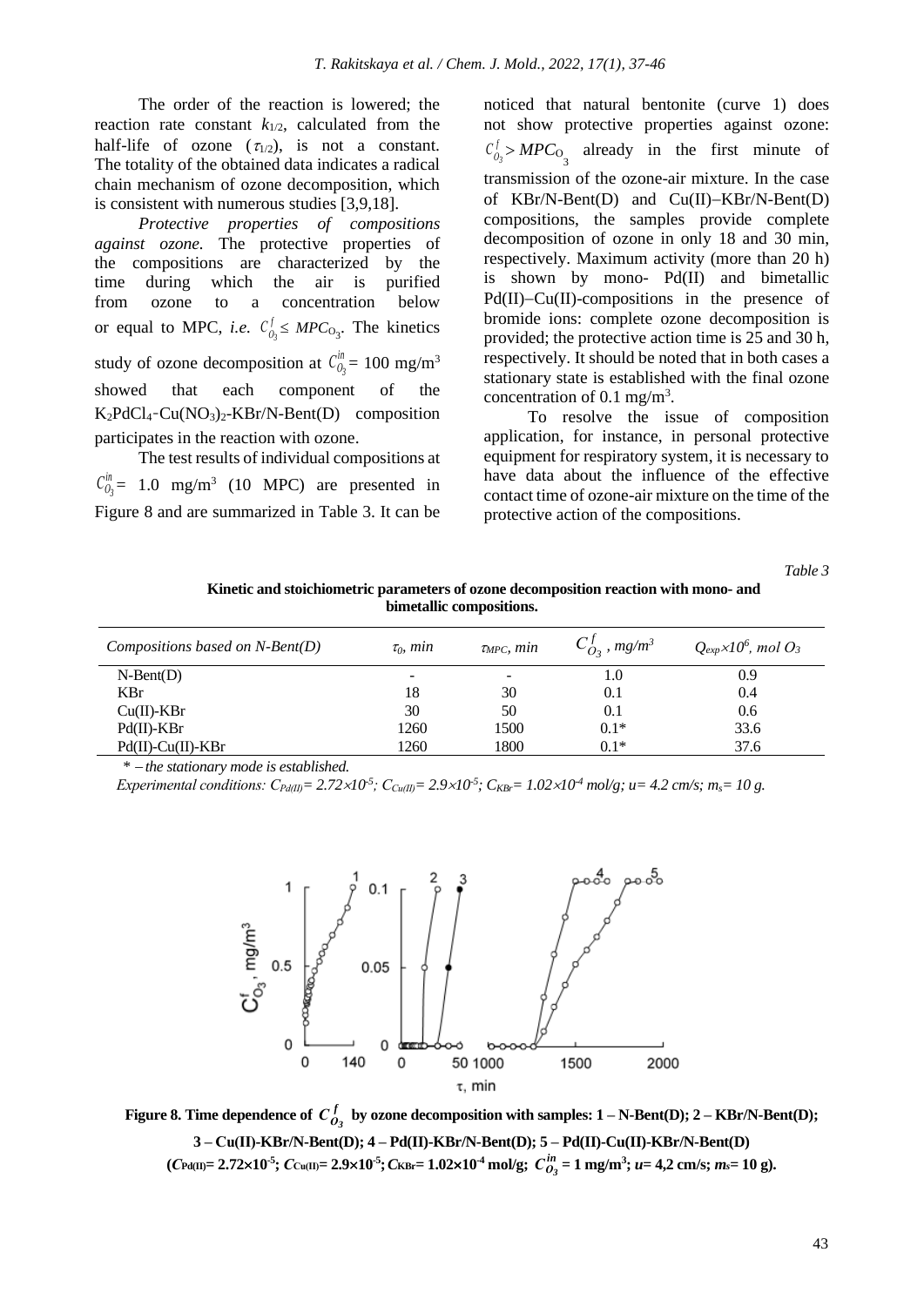The order of the reaction is lowered; the reaction rate constant $k_{1/2}$, calculated from the half-life of ozone ($\tau_{1/2}$), is not a constant. The totality of the obtained data indicates a radical chain mechanism of ozone decomposition, which is consistent with numerous studies [3,9,18].

*Protective properties of compositions against ozone.* The protective properties of the compositions are characterized by the time during which the air is purified from ozone to a concentration below or equal to MPC, *i.e.* $C^f_{O_3} \leq MPC_{O_3}$. The kinetics study of ozone decomposition at $C^{in}_{O_3}$ = 100 mg/m$^3$ showed that each component of the $K_2PdCl_4$-$Cu(NO_3)_2$-KBr/N-Bent(D) composition participates in the reaction with ozone.

The test results of individual compositions at $C^{in}_{O_3}$ = 1.0 mg/m$^3$ (10 MPC) are presented in Figure 8 and are summarized in Table 3. It can be noticed that natural bentonite (curve 1) does not show protective properties against ozone: $C^f_{O_3} > MPC_{O_3}$ already in the first minute of transmission of the ozone-air mixture. In the case of KBr/N-Bent(D) and Cu(II)–KBr/N-Bent(D) compositions, the samples provide complete decomposition of ozone in only 18 and 30 min, respectively. Maximum activity (more than 20 h) is shown by mono- Pd(II) and bimetallic Pd(II)–Cu(II)-compositions in the presence of bromide ions: complete ozone decomposition is provided; the protective action time is 25 and 30 h, respectively. It should be noted that in both cases a stationary state is established with the final ozone concentration of 0.1 mg/m$^3$.

To resolve the issue of composition application, for instance, in personal protective equipment for respiratory system, it is necessary to have data about the influence of the effective contact time of ozone-air mixture on the time of the protective action of the compositions.

*Table 3*

**Kinetic and stoichiometric parameters of ozone decomposition reaction with mono- and bimetallic compositions.**

| *Compositions based on N-Bent(D)* | $\tau_0$, *min* | $\tau_{MPC}$, *min* | $C^f_{O_3}$, *mg/m$^3$* | $Q_{exp}\times10^6$, *mol O$_3$* |
|---|---|---|---|---|
| N-Bent(D) | - | - | 1.0 | 0.9 |
| KBr | 18 | 30 | 0.1 | 0.4 |
| Cu(II)-KBr | 30 | 50 | 0.1 | 0.6 |
| Pd(II)-KBr | 1260 | 1500 | 0.1* | 33.6 |
| Pd(II)-Cu(II)-KBr | 1260 | 1800 | 0.1* | 37.6 |

\* – *the stationary mode is established.*

*Experimental conditions: $C_{Pd(II)}$= 2.72×10$^{-5}$; $C_{Cu(II)}$= 2.9×10$^{-5}$; $C_{KBr}$= 1.02×10$^{-4}$ mol/g; u= 4.2 cm/s; $m_s$= 10 g.*

**Figure 8. Time dependence of $C^f_{O_3}$ by ozone decomposition with samples: 1 – N-Bent(D); 2 – KBr/N-Bent(D); 3 – Cu(II)-KBr/N-Bent(D); 4 – Pd(II)-KBr/N-Bent(D); 5 – Pd(II)-Cu(II)-KBr/N-Bent(D) ($C_{Pd(II)}$= 2.72×10$^{-5}$; $C_{Cu(II)}$= 2.9×10$^{-5}$; $C_{KBr}$= 1.02×10$^{-4}$ mol/g; $C^{in}_{O_3}$ = 1 mg/m$^3$; *u*= 4,2 cm/s; $m_s$= 10 g).**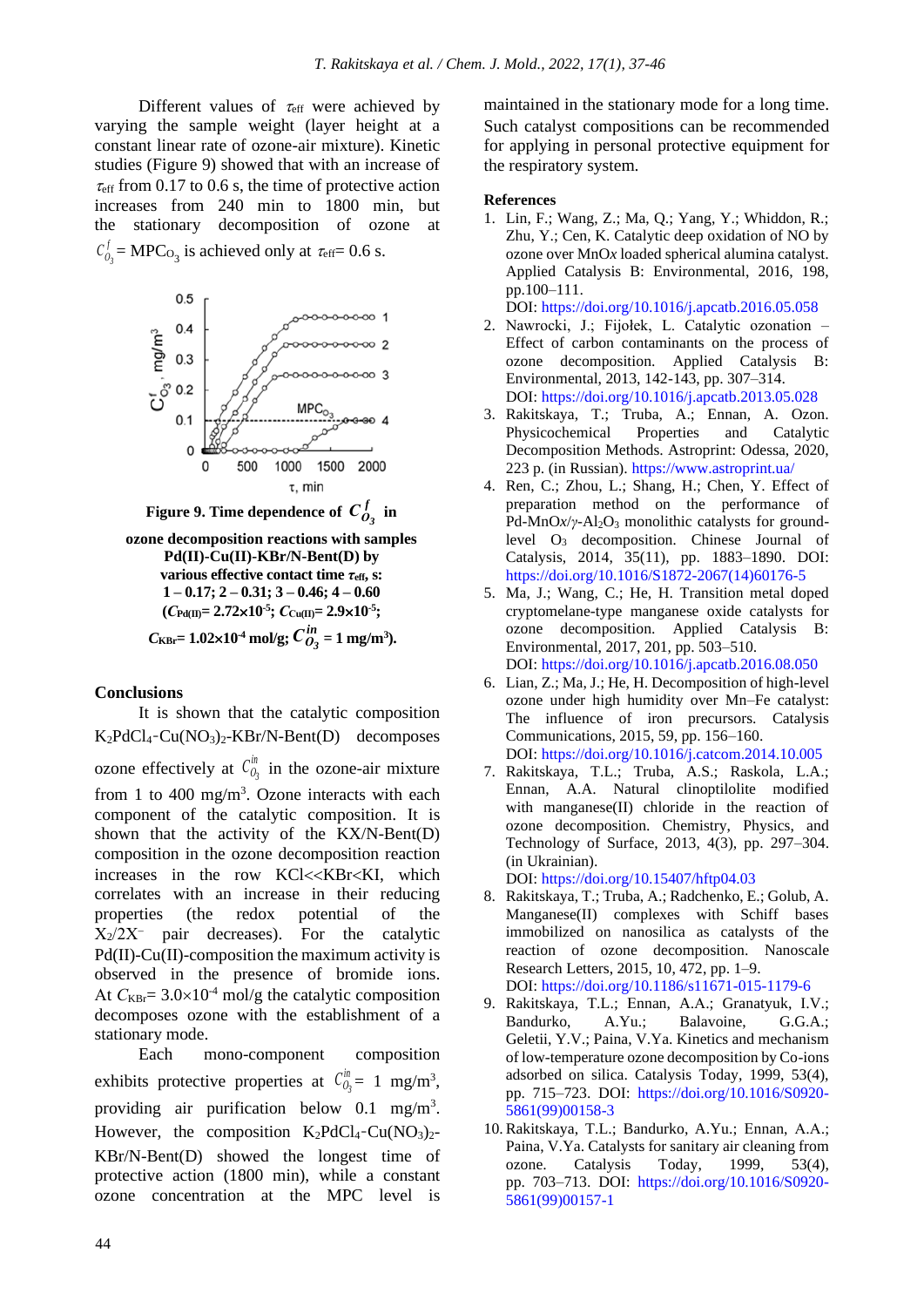Different values of $\tau_{eff}$ were achieved by varying the sample weight (layer height at a constant linear rate of ozone-air mixture). Kinetic studies (Figure 9) showed that with an increase of $\tau_{eff}$ from 0.17 to 0.6 s, the time of protective action increases from 240 min to 1800 min, but the stationary decomposition of ozone at $C^{f}_{O_3}$ = MPC$_{O_3}$ is achieved only at $\tau_{eff}$= 0.6 s.

**Figure 9. Time dependence of $C^{f}_{O_3}$ in ozone decomposition reactions with samples Pd(II)-Cu(II)-KBr/N-Bent(D) by various effective contact time $\tau_{eff}$, s: 1 – 0.17; 2 – 0.31; 3 – 0.46; 4 – 0.60 ($C_{Pd(II)}$= 2.72×10$^{-5}$; $C_{Cu(II)}$= 2.9×10$^{-5}$; $C_{KBr}$= 1.02×10$^{-4}$ mol/g; $C^{in}_{O_3}$ = 1 mg/m$^3$).**

## Conclusions

It is shown that the catalytic composition $K_2PdCl_4$-$Cu(NO_3)_2$-KBr/N-Bent(D) decomposes ozone effectively at $C^{in}_{O_3}$ in the ozone-air mixture from 1 to 400 mg/m$^3$. Ozone interacts with each component of the catalytic composition. It is shown that the activity of the KX/N-Bent(D) composition in the ozone decomposition reaction increases in the row KCl<<KBr<KI, which correlates with an increase in their reducing properties (the redox potential of the $X_2/2X^-$ pair decreases). For the catalytic Pd(II)-Cu(II)-composition the maximum activity is observed in the presence of bromide ions. At $C_{KBr}$= 3.0×10$^{-4}$ mol/g the catalytic composition decomposes ozone with the establishment of a stationary mode.

Each mono-component composition exhibits protective properties at $C^{in}_{O_3}$= 1 mg/m$^3$, providing air purification below 0.1 mg/m$^3$. However, the composition $K_2PdCl_4$-$Cu(NO_3)_2$-KBr/N-Bent(D) showed the longest time of protective action (1800 min), while a constant ozone concentration at the MPC level is maintained in the stationary mode for a long time. Such catalyst compositions can be recommended for applying in personal protective equipment for the respiratory system.

## References

1. Lin, F.; Wang, Z.; Ma, Q.; Yang, Y.; Whiddon, R.; Zhu, Y.; Cen, K. Catalytic deep oxidation of NO by ozone over MnO*x* loaded spherical alumina catalyst. Applied Catalysis B: Environmental, 2016, 198, pp.100–111.
DOI: https://doi.org/10.1016/j.apcatb.2016.05.058
2. Nawrocki, J.; Fijołek, L. Catalytic ozonation – Effect of carbon contaminants on the process of ozone decomposition. Applied Catalysis B: Environmental, 2013, 142-143, pp. 307–314.
DOI: https://doi.org/10.1016/j.apcatb.2013.05.028
3. Rakitskaya, T.; Truba, A.; Ennan, A. Ozon. Physicochemical Properties and Catalytic Decomposition Methods. Astroprint: Odessa, 2020, 223 p. (in Russian). https://www.astroprint.ua/
4. Ren, C.; Zhou, L.; Shang, H.; Chen, Y. Effect of preparation method on the performance of Pd-MnO*x*/γ-$Al_2O_3$ monolithic catalysts for ground-level $O_3$ decomposition. Chinese Journal of Catalysis, 2014, 35(11), pp. 1883–1890. DOI: https://doi.org/10.1016/S1872-2067(14)60176-5
5. Ma, J.; Wang, C.; He, H. Transition metal doped cryptomelane-type manganese oxide catalysts for ozone decomposition. Applied Catalysis B: Environmental, 2017, 201, pp. 503–510.
DOI: https://doi.org/10.1016/j.apcatb.2016.08.050
6. Lian, Z.; Ma, J.; He, H. Decomposition of high-level ozone under high humidity over Mn–Fe catalyst: The influence of iron precursors. Catalysis Communications, 2015, 59, pp. 156–160.
DOI: https://doi.org/10.1016/j.catcom.2014.10.005
7. Rakitskaya, T.L.; Truba, A.S.; Raskola, L.A.; Ennan, A.A. Natural clinoptilolite modified with manganese(II) chloride in the reaction of ozone decomposition. Chemistry, Physics, and Technology of Surface, 2013, 4(3), pp. 297–304. (in Ukrainian).
DOI: https://doi.org/10.15407/hftp04.03
8. Rakitskaya, T.; Truba, A.; Radchenko, E.; Golub, A. Manganese(II) complexes with Schiff bases immobilized on nanosilica as catalysts of the reaction of ozone decomposition. Nanoscale Research Letters, 2015, 10, 472, pp. 1–9.
DOI: https://doi.org/10.1186/s11671-015-1179-6
9. Rakitskaya, T.L.; Ennan, A.A.; Granatyuk, I.V.; Bandurko, A.Yu.; Balavoine, G.G.A.; Geletii, Y.V.; Paina, V.Ya. Kinetics and mechanism of low-temperature ozone decomposition by Co-ions adsorbed on silica. Catalysis Today, 1999, 53(4), pp. 715–723. DOI: https://doi.org/10.1016/S0920-5861(99)00158-3
10. Rakitskaya, T.L.; Bandurko, A.Yu.; Ennan, A.A.; Paina, V.Ya. Catalysts for sanitary air cleaning from ozone. Catalysis Today, 1999, 53(4), pp. 703–713. DOI: https://doi.org/10.1016/S0920-5861(99)00157-1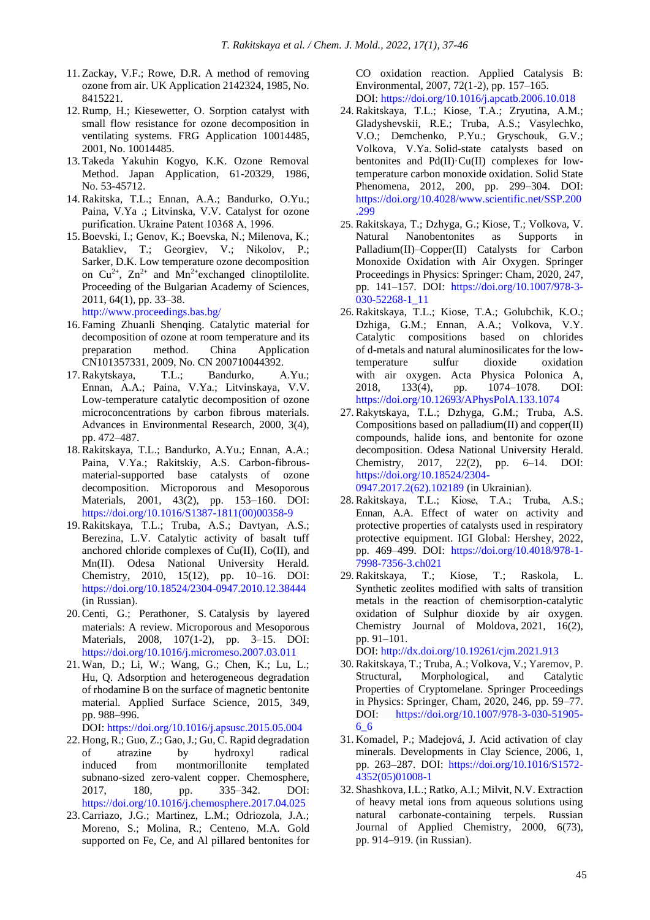11. Zackay, V.F.; Rowe, D.R. A method of removing ozone from air. UK Application 2142324, 1985, No. 8415221.
12. Rump, H.; Kiesewetter, O. Sorption catalyst with small flow resistance for ozone decomposition in ventilating systems. FRG Application 10014485, 2001, No. 10014485.
13. Takeda Yakuhin Kogyo, K.K. Ozone Removal Method. Japan Application, 61-20329, 1986, No. 53-45712.
14. Rakitska, T.L.; Ennan, A.A.; Bandurko, O.Yu.; Paina, V.Ya .; Litvinska, V.V. Catalyst for ozone purification. Ukraine Patent 10368 A, 1996.
15. Boevski, I.; Genov, K.; Boevska, N.; Milenova, K.; Batakliev, T.; Georgiev, V.; Nikolov, P.; Sarker, D.K. Low temperature ozone decomposition on $Cu^{2+}$, $Zn^{2+}$ and $Mn^{2+}$exchanged clinoptilolite. Proceeding of the Bulgarian Academy of Sciences, 2011, 64(1), pp. 33–38. http://www.proceedings.bas.bg/
16. Faming Zhuanli Shenqing. Catalytic material for decomposition of ozone at room temperature and its preparation method. China Application CN101357331, 2009, No. CN 200710044392.
17. Rakytskaya, T.L.; Bandurko, A.Yu.; Ennan, A.A.; Paina, V.Ya.; Litvinskaya, V.V. Low-temperature catalytic decomposition of ozone microconcentrations by carbon fibrous materials. Advances in Environmental Research, 2000, 3(4), pp. 472–487.
18. Rakitskaya, T.L.; Bandurko, A.Yu.; Ennan, A.A.; Paina, V.Ya.; Rakitskiy, A.S. Carbon-fibrous-material-supported base catalysts of ozone decomposition. Microporous and Mesoporous Materials, 2001, 43(2), pp. 153–160. DOI: https://doi.org/10.1016/S1387-1811(00)00358-9
19. Rakitskaya, T.L.; Truba, A.S.; Davtyan, A.S.; Berezina, L.V. Catalytic activity of basalt tuff anchored chloride complexes of Cu(II), Co(II), and Mn(II). Odesa National University Herald. Chemistry, 2010, 15(12), pp. 10–16. DOI: https://doi.org/10.18524/2304-0947.2010.12.38444 (in Russian).
20. Centi, G.; Perathoner, S. Catalysis by layered materials: A review. Microporous and Mesoporous Materials, 2008, 107(1-2), pp. 3–15. DOI: https://doi.org/10.1016/j.micromeso.2007.03.011
21. Wan, D.; Li, W.; Wang, G.; Chen, K.; Lu, L.; Hu, Q. Adsorption and heterogeneous degradation of rhodamine B on the surface of magnetic bentonite material. Applied Surface Science, 2015, 349, pp. 988–996. DOI: https://doi.org/10.1016/j.apsusc.2015.05.004
22. Hong, R.; Guo, Z.; Gao, J.; Gu, C. Rapid degradation of atrazine by hydroxyl radical induced from montmorillonite templated subnano-sized zero-valent copper. Chemosphere, 2017, 180, pp. 335–342. DOI: https://doi.org/10.1016/j.chemosphere.2017.04.025
23. Carriazo, J.G.; Martinez, L.M.; Odriozola, J.A.; Moreno, S.; Molina, R.; Centeno, M.A. Gold supported on Fe, Ce, and Al pillared bentonites for CO oxidation reaction. Applied Catalysis B: Environmental, 2007, 72(1-2), pp. 157–165. DOI: https://doi.org/10.1016/j.apcatb.2006.10.018
24. Rakitskaya, T.L.; Kiose, T.A.; Zryutina, A.M.; Gladyshevskii, R.E.; Truba, A.S.; Vasylechko, V.O.; Demchenko, P.Yu.; Gryschouk, G.V.; Volkova, V.Ya. Solid-state catalysts based on bentonites and Pd(II)·Cu(II) complexes for low-temperature carbon monoxide oxidation. Solid State Phenomena, 2012, 200, pp. 299–304. DOI: https://doi.org/10.4028/www.scientific.net/SSP.200.299
25. Rakitskaya, T.; Dzhyga, G.; Kiose, T.; Volkova, V. Natural Nanobentonites as Supports in Palladium(II)–Copper(II) Catalysts for Carbon Monoxide Oxidation with Air Oxygen. Springer Proceedings in Physics: Springer: Cham, 2020, 247, pp. 141–157. DOI: https://doi.org/10.1007/978-3-030-52268-1_11
26. Rakitskaya, T.L.; Kiose, T.A.; Golubchik, K.O.; Dzhiga, G.M.; Ennan, A.A.; Volkova, V.Y. Catalytic compositions based on chlorides of d-metals and natural aluminosilicates for the low-temperature sulfur dioxide oxidation with air oxygen. Acta Physica Polonica A, 2018, 133(4), pp. 1074–1078. DOI: https://doi.org/10.12693/APhysPolA.133.1074
27. Rakytskaya, T.L.; Dzhyga, G.M.; Truba, A.S. Compositions based on palladium(II) and copper(II) compounds, halide ions, and bentonite for ozone decomposition. Odesa National University Herald. Chemistry, 2017, 22(2), pp. 6–14. DOI: https://doi.org/10.18524/2304-0947.2017.2(62).102189 (in Ukrainian).
28. Rakitskaya, T.L.; Kiose, T.A.; Truba, A.S.; Ennan, A.A. Effect of water on activity and protective properties of catalysts used in respiratory protective equipment. IGI Global: Hershey, 2022, pp. 469–499. DOI: https://doi.org/10.4018/978-1-7998-7356-3.ch021
29. Rakitskaya, T.; Kiose, T.; Raskola, L. Synthetic zeolites modified with salts of transition metals in the reaction of chemisorption-catalytic oxidation of Sulphur dioxide by air oxygen. Chemistry Journal of Moldova, 2021, 16(2), pp. 91–101. DOI: http://dx.doi.org/10.19261/cjm.2021.913
30. Rakitskaya, T.; Truba, A.; Volkova, V.; Yaremov, P. Structural, Morphological, and Catalytic Properties of Cryptomelane. Springer Proceedings in Physics: Springer, Cham, 2020, 246, pp. 59–77. DOI: https://doi.org/10.1007/978-3-030-51905-6_6
31. Komadel, P.; Madejová, J. Acid activation of clay minerals. Developments in Clay Science, 2006, 1, pp. 263–287. DOI: https://doi.org/10.1016/S1572-4352(05)01008-1
32. Shashkova, I.L.; Ratko, A.I.; Milvit, N.V. Extraction of heavy metal ions from aqueous solutions using natural carbonate-containing terpels. Russian Journal of Applied Chemistry, 2000, 6(73), pp. 914–919. (in Russian).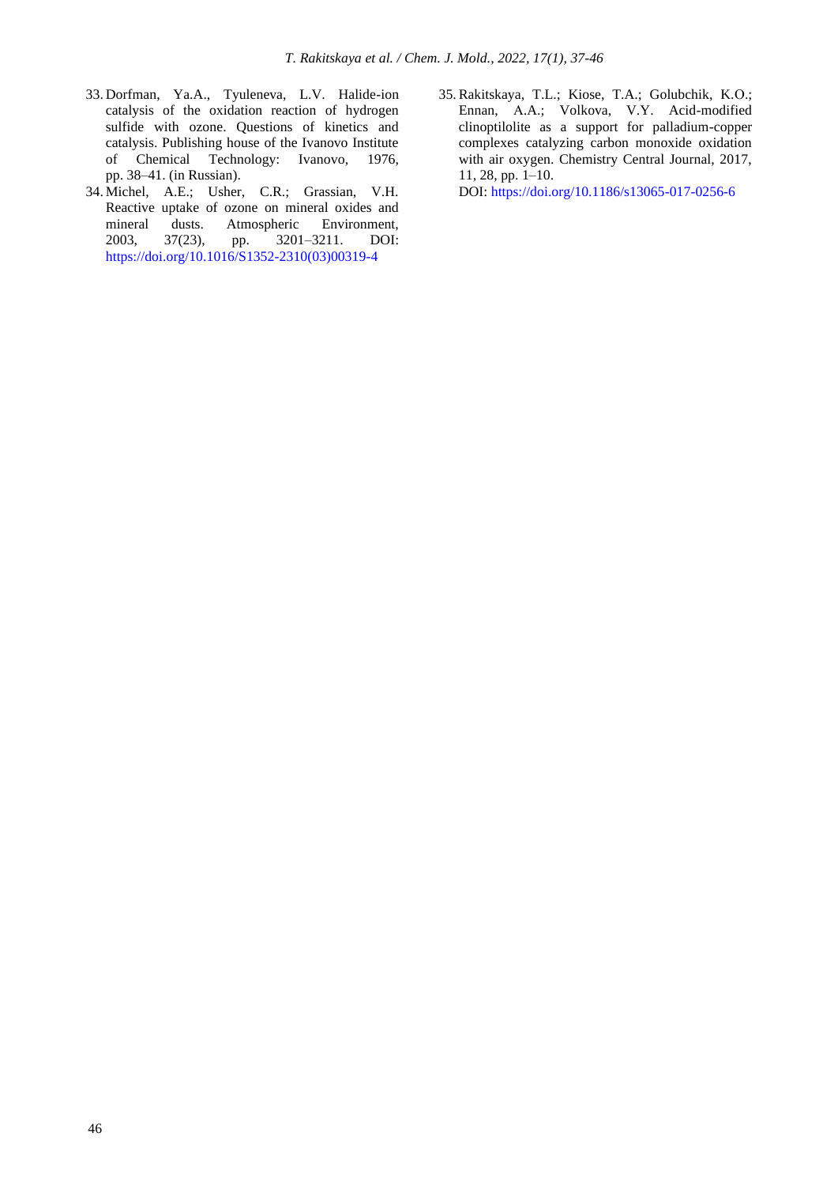33. Dorfman, Ya.A., Tyuleneva, L.V. Halide-ion catalysis of the oxidation reaction of hydrogen sulfide with ozone. Questions of kinetics and catalysis. Publishing house of the Ivanovo Institute of Chemical Technology: Ivanovo, 1976, pp. 38–41. (in Russian).
34. Michel, A.E.; Usher, C.R.; Grassian, V.H. Reactive uptake of ozone on mineral oxides and mineral dusts. Atmospheric Environment, 2003, 37(23), pp. 3201–3211. DOI: https://doi.org/10.1016/S1352-2310(03)00319-4
35. Rakitskaya, T.L.; Kiose, T.A.; Golubchik, K.O.; Ennan, A.A.; Volkova, V.Y. Acid-modified clinoptilolite as a support for palladium-copper complexes catalyzing carbon monoxide oxidation with air oxygen. Chemistry Central Journal, 2017, 11, 28, pp. 1–10. DOI: https://doi.org/10.1186/s13065-017-0256-6